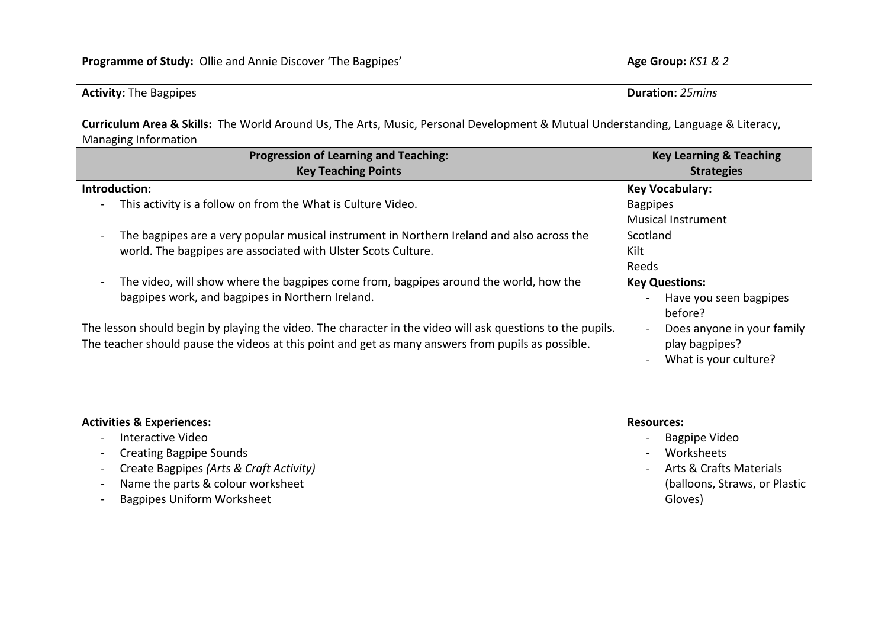| **Programme of Study:** Ollie and Annie Discover 'The Bagpipes' | **Age Group:** *KS1 & 2* |
|---|---|
| **Activity:** The Bagpipes | **Duration:** *25mins* |
| **Curriculum Area & Skills:** The World Around Us, The Arts, Music, Personal Development & Mutual Understanding, Language & Literacy, Managing Information | |
| **Progression of Learning and Teaching: Key Teaching Points** | **Key Learning & Teaching Strategies** |
| **Introduction:**<br>- This activity is a follow on from the What is Culture Video.<br>- The bagpipes are a very popular musical instrument in Northern Ireland and also across the world. The bagpipes are associated with Ulster Scots Culture.<br>- The video, will show where the bagpipes come from, bagpipes around the world, how the bagpipes work, and bagpipes in Northern Ireland.<br><br>The lesson should begin by playing the video. The character in the video will ask questions to the pupils. The teacher should pause the videos at this point and get as many answers from pupils as possible. | **Key Vocabulary:**<br>Bagpipes<br>Musical Instrument<br>Scotland<br>Kilt<br>Reeds<br><br>**Key Questions:**<br>- Have you seen bagpipes before?<br>- Does anyone in your family play bagpipes?<br>- What is your culture? |
| **Activities & Experiences:**<br>- Interactive Video<br>- Creating Bagpipe Sounds<br>- Create Bagpipes *(Arts & Craft Activity)*<br>- Name the parts & colour worksheet<br>- Bagpipes Uniform Worksheet | **Resources:**<br>- Bagpipe Video<br>- Worksheets<br>- Arts & Crafts Materials (balloons, Straws, or Plastic Gloves) |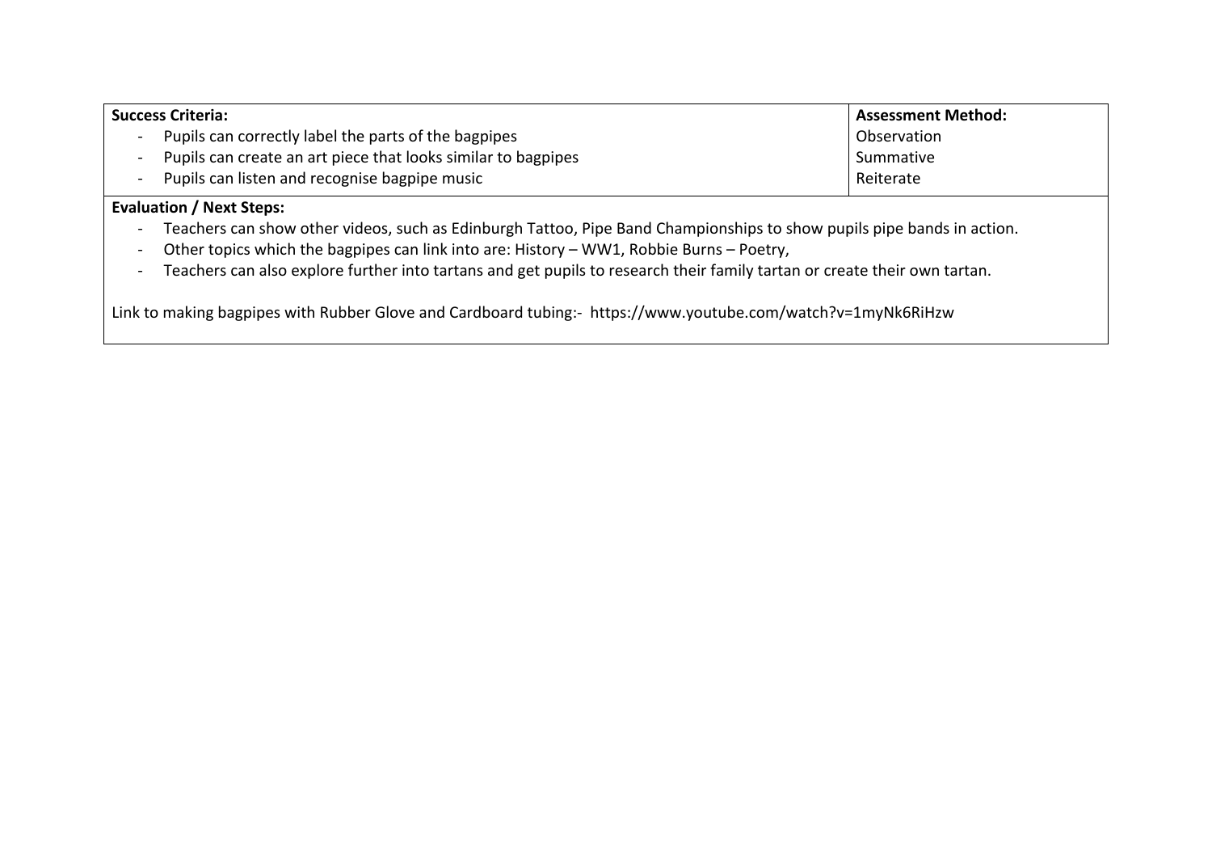| Success Criteria: | Assessment Method: |
| --- | --- |
| - Pupils can correctly label the parts of the bagpipes<br>- Pupils can create an art piece that looks similar to bagpipes<br>- Pupils can listen and recognise bagpipe music | Observation<br>Summative<br>Reiterate |

**Evaluation / Next Steps:**

- Teachers can show other videos, such as Edinburgh Tattoo, Pipe Band Championships to show pupils pipe bands in action.
- Other topics which the bagpipes can link into are: History – WW1, Robbie Burns – Poetry,
- Teachers can also explore further into tartans and get pupils to research their family tartan or create their own tartan.

Link to making bagpipes with Rubber Glove and Cardboard tubing:- https://www.youtube.com/watch?v=1myNk6RiHzw